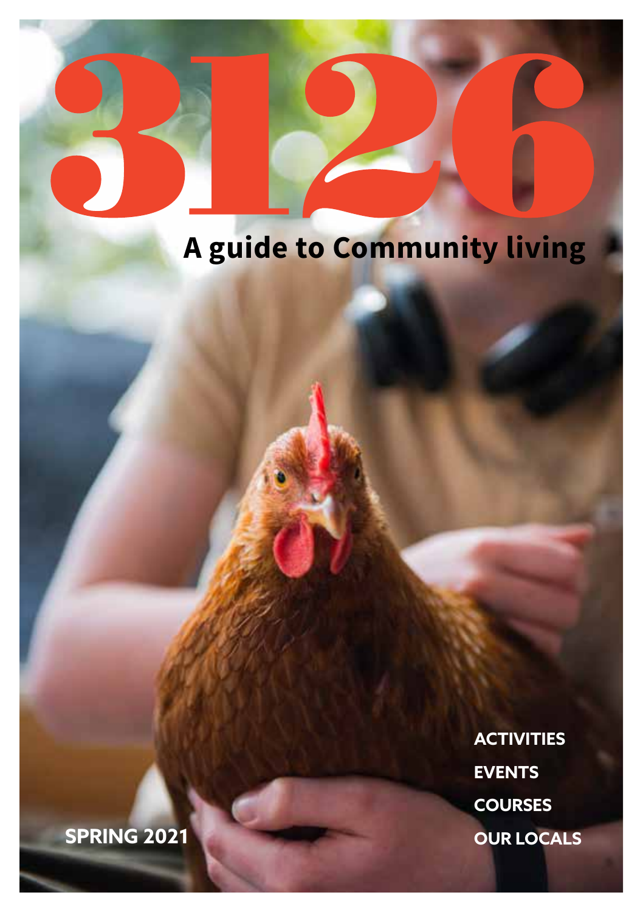# 3126

## A guide to Community living

**ACTIVITIES**

**EVENTS**

**COURSES**

**OUR LOCALS**

**SPRING 2021**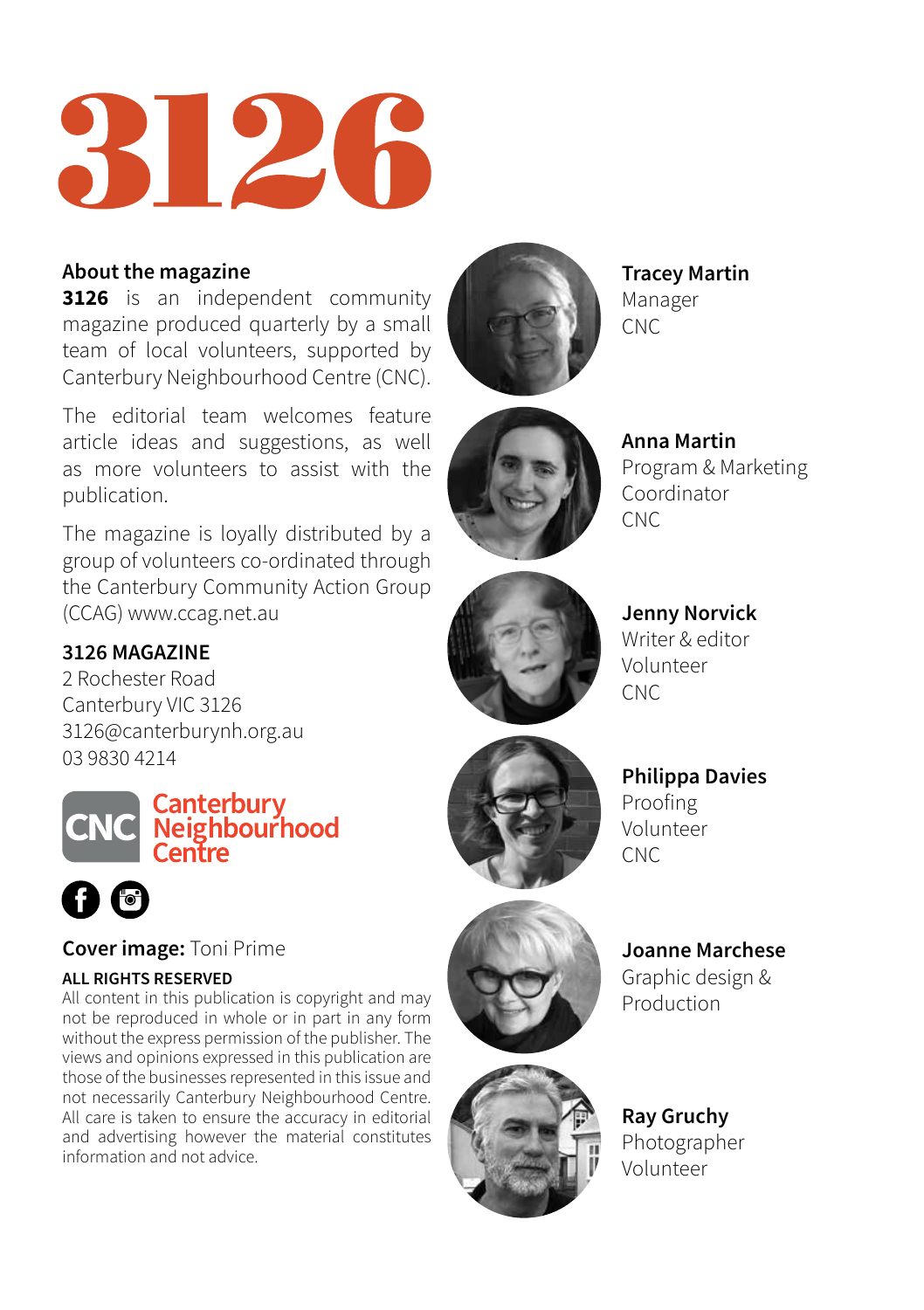# 3126

## About the magazine

**3126** is an independent community magazine produced quarterly by a small team of local volunteers, supported by Canterbury Neighbourhood Centre (CNC).

The editorial team welcomes feature article ideas and suggestions, as well as more volunteers to assist with the publication.

The magazine is loyally distributed by a group of volunteers co-ordinated through the Canterbury Community Action Group (CCAG) www.ccag.net.au

**3126 MAGAZINE**
2 Rochester Road
Canterbury VIC 3126
3126@canterburynh.org.au
03 9830 4214

CNC Canterbury Neighbourhood Centre

**Cover image:** Toni Prime

**ALL RIGHTS RESERVED**
All content in this publication is copyright and may not be reproduced in whole or in part in any form without the express permission of the publisher. The views and opinions expressed in this publication are those of the businesses represented in this issue and not necessarily Canterbury Neighbourhood Centre. All care is taken to ensure the accuracy in editorial and advertising however the material constitutes information and not advice.

**Tracey Martin**
Manager
CNC

**Anna Martin**
Program & Marketing Coordinator
CNC

**Jenny Norvick**
Writer & editor
Volunteer
CNC

**Philippa Davies**
Proofing
Volunteer
CNC

**Joanne Marchese**
Graphic design & Production

**Ray Gruchy**
Photographer
Volunteer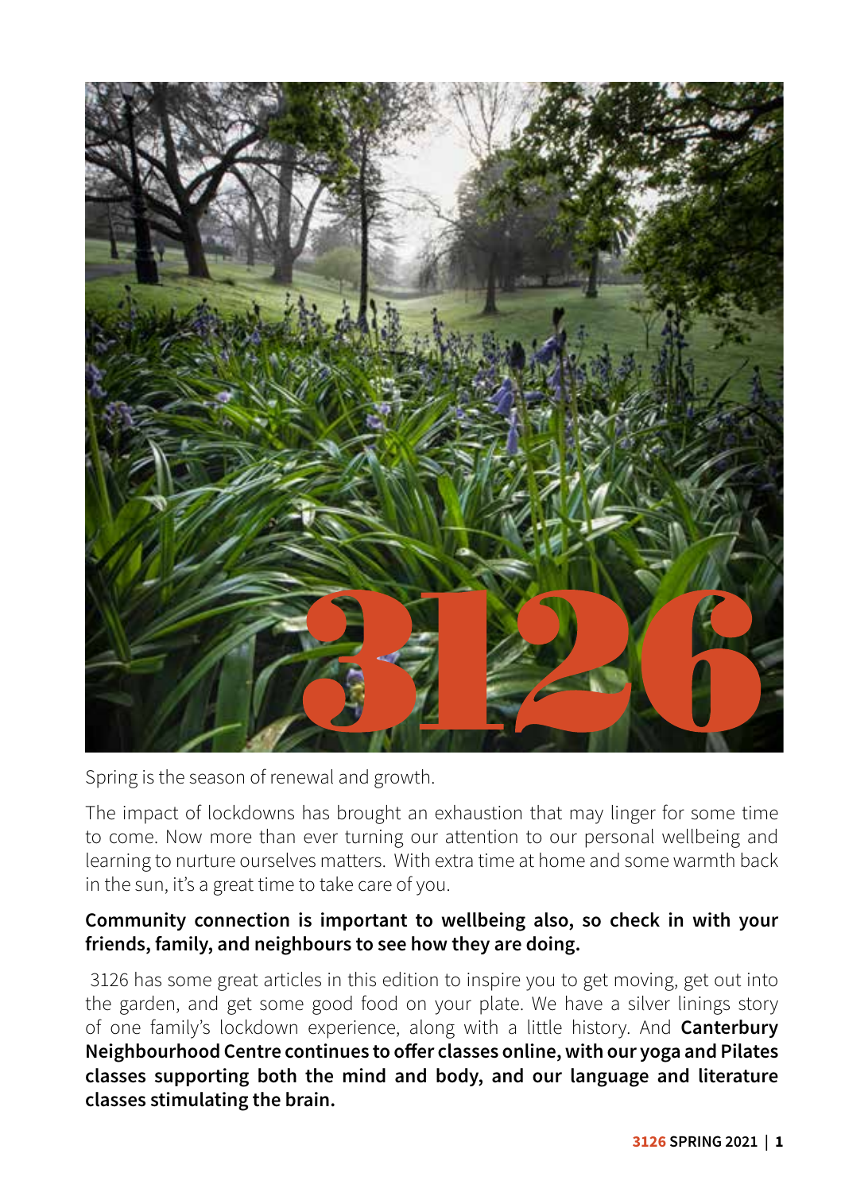# 3126

Spring is the season of renewal and growth.

The impact of lockdowns has brought an exhaustion that may linger for some time to come. Now more than ever turning our attention to our personal wellbeing and learning to nurture ourselves matters. With extra time at home and some warmth back in the sun, it's a great time to take care of you.

**Community connection is important to wellbeing also, so check in with your friends, family, and neighbours to see how they are doing.**

3126 has some great articles in this edition to inspire you to get moving, get out into the garden, and get some good food on your plate. We have a silver linings story of one family's lockdown experience, along with a little history. And **Canterbury Neighbourhood Centre continues to offer classes online, with our yoga and Pilates classes supporting both the mind and body, and our language and literature classes stimulating the brain.**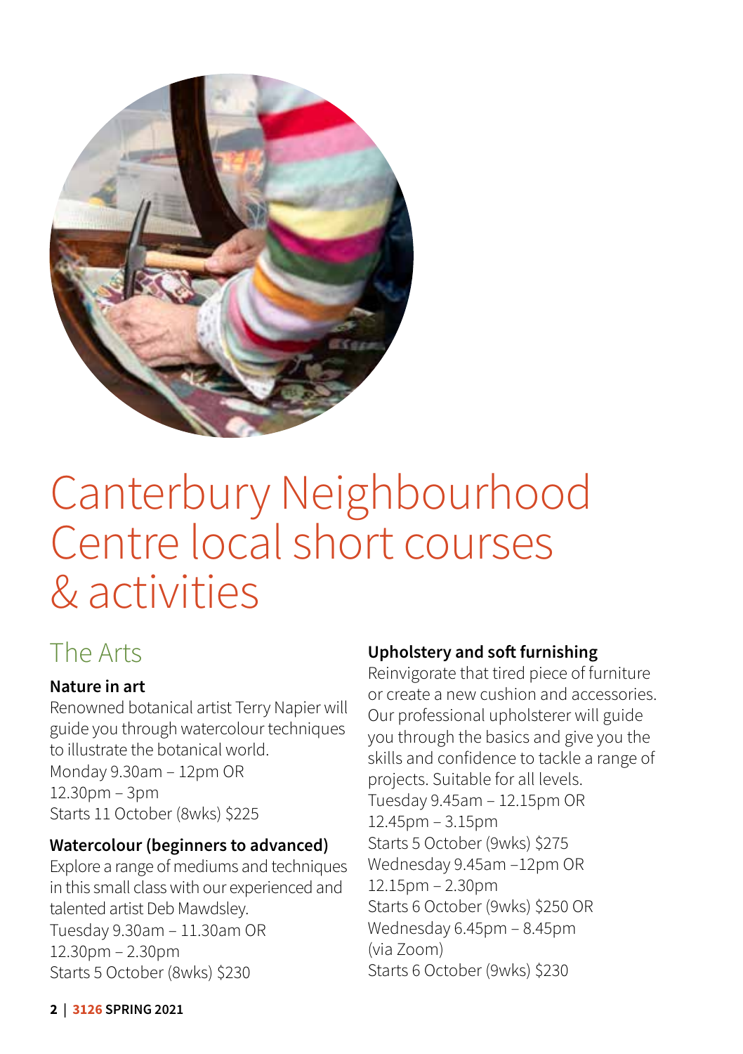# Canterbury Neighbourhood Centre local short courses & activities

## The Arts

### Nature in art

Renowned botanical artist Terry Napier will guide you through watercolour techniques to illustrate the botanical world.
Monday 9.30am – 12pm OR
12.30pm – 3pm
Starts 11 October (8wks) $225

### Watercolour (beginners to advanced)

Explore a range of mediums and techniques in this small class with our experienced and talented artist Deb Mawdsley.
Tuesday 9.30am – 11.30am OR
12.30pm – 2.30pm
Starts 5 October (8wks) $230

### Upholstery and soft furnishing

Reinvigorate that tired piece of furniture or create a new cushion and accessories. Our professional upholsterer will guide you through the basics and give you the skills and confidence to tackle a range of projects. Suitable for all levels.
Tuesday 9.45am – 12.15pm OR
12.45pm – 3.15pm
Starts 5 October (9wks) $275
Wednesday 9.45am –12pm OR
12.15pm – 2.30pm
Starts 6 October (9wks) $250 OR
Wednesday 6.45pm – 8.45pm
(via Zoom)
Starts 6 October (9wks) $230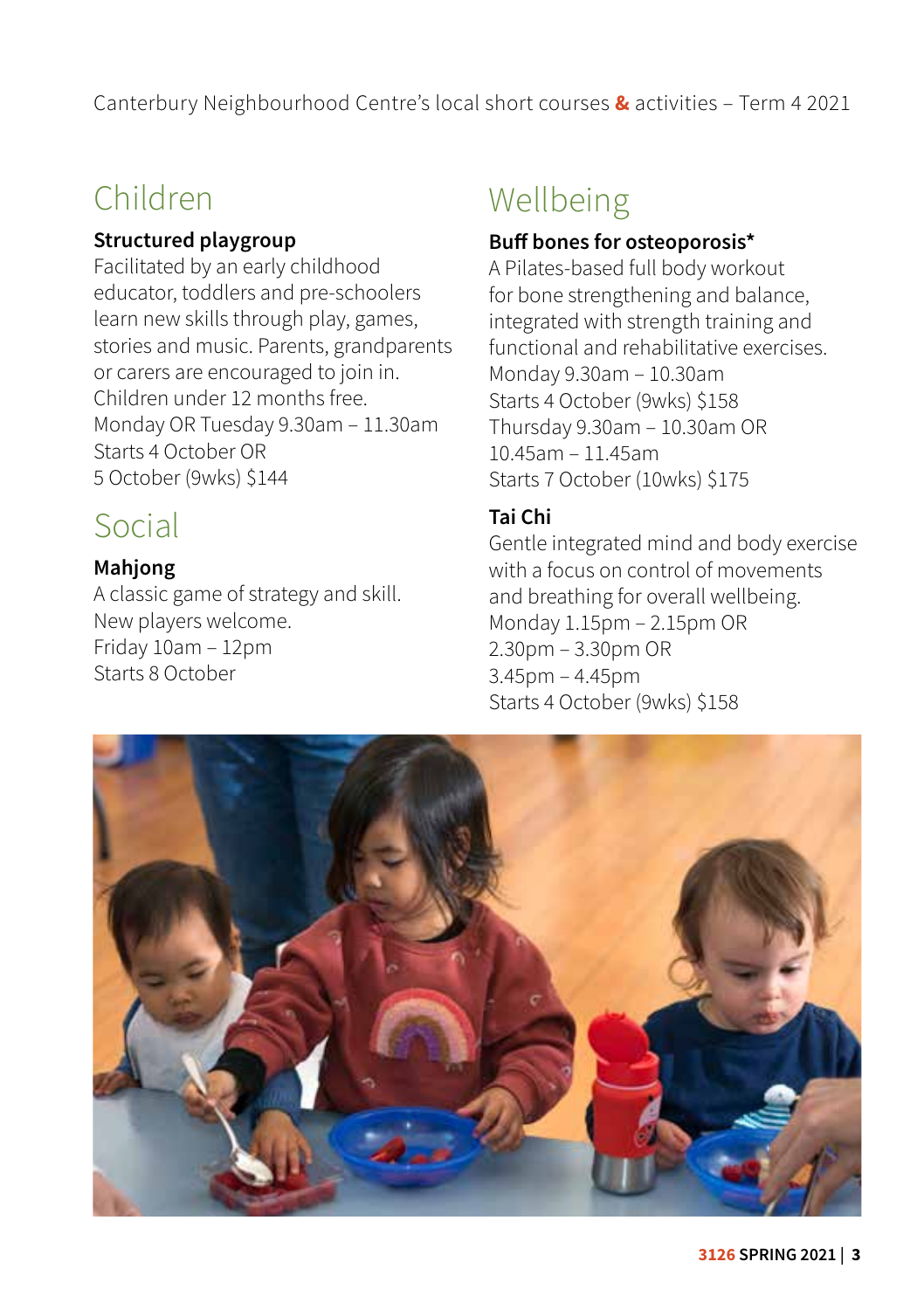Canterbury Neighbourhood Centre's local short courses & activities – Term 4 2021

## Children

**Structured playgroup**

Facilitated by an early childhood educator, toddlers and pre-schoolers learn new skills through play, games, stories and music. Parents, grandparents or carers are encouraged to join in. Children under 12 months free.
Monday OR Tuesday 9.30am – 11.30am
Starts 4 October OR
5 October (9wks) $144

## Social

**Mahjong**

A classic game of strategy and skill. New players welcome.
Friday 10am – 12pm
Starts 8 October

## Wellbeing

**Buff bones for osteoporosis***

A Pilates-based full body workout for bone strengthening and balance, integrated with strength training and functional and rehabilitative exercises.
Monday 9.30am – 10.30am
Starts 4 October (9wks) $158
Thursday 9.30am – 10.30am OR
10.45am – 11.45am
Starts 7 October (10wks) $175

**Tai Chi**

Gentle integrated mind and body exercise with a focus on control of movements and breathing for overall wellbeing.
Monday 1.15pm – 2.15pm OR
2.30pm – 3.30pm OR
3.45pm – 4.45pm
Starts 4 October (9wks) $158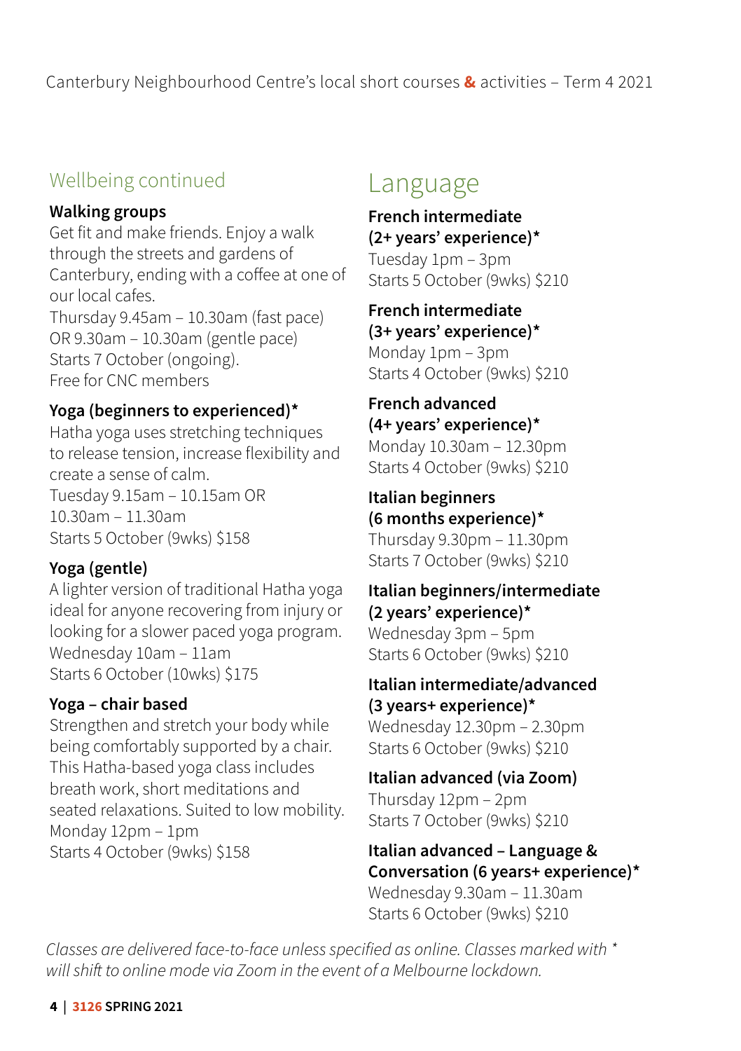## Wellbeing continued

**Walking groups**
Get fit and make friends. Enjoy a walk through the streets and gardens of Canterbury, ending with a coffee at one of our local cafes.
Thursday 9.45am – 10.30am (fast pace) OR 9.30am – 10.30am (gentle pace)
Starts 7 October (ongoing).
Free for CNC members

**Yoga (beginners to experienced)***
Hatha yoga uses stretching techniques to release tension, increase flexibility and create a sense of calm.
Tuesday 9.15am – 10.15am OR 10.30am – 11.30am
Starts 5 October (9wks) $158

**Yoga (gentle)**
A lighter version of traditional Hatha yoga ideal for anyone recovering from injury or looking for a slower paced yoga program.
Wednesday 10am – 11am
Starts 6 October (10wks) $175

**Yoga – chair based**
Strengthen and stretch your body while being comfortably supported by a chair. This Hatha-based yoga class includes breath work, short meditations and seated relaxations. Suited to low mobility.
Monday 12pm – 1pm
Starts 4 October (9wks) $158

## Language

**French intermediate (2+ years' experience)***
Tuesday 1pm – 3pm
Starts 5 October (9wks) $210

**French intermediate (3+ years' experience)***
Monday 1pm – 3pm
Starts 4 October (9wks) $210

**French advanced (4+ years' experience)***
Monday 10.30am – 12.30pm
Starts 4 October (9wks) $210

**Italian beginners (6 months experience)***
Thursday 9.30pm – 11.30pm
Starts 7 October (9wks) $210

**Italian beginners/intermediate (2 years' experience)***
Wednesday 3pm – 5pm
Starts 6 October (9wks) $210

**Italian intermediate/advanced (3 years+ experience)***
Wednesday 12.30pm – 2.30pm
Starts 6 October (9wks) $210

**Italian advanced (via Zoom)**
Thursday 12pm – 2pm
Starts 7 October (9wks) $210

**Italian advanced – Language & Conversation (6 years+ experience)***
Wednesday 9.30am – 11.30am
Starts 6 October (9wks) $210

*Classes are delivered face-to-face unless specified as online. Classes marked with * will shift to online mode via Zoom in the event of a Melbourne lockdown.*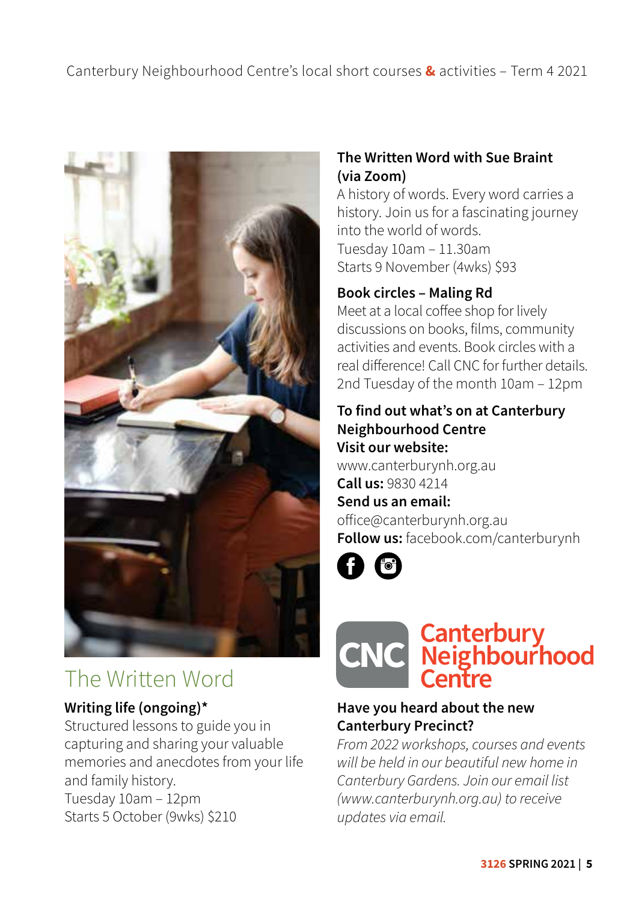Canterbury Neighbourhood Centre's local short courses & activities – Term 4 2021

## The Written Word

**Writing life (ongoing)***
Structured lessons to guide you in capturing and sharing your valuable memories and anecdotes from your life and family history.
Tuesday 10am – 12pm
Starts 5 October (9wks) $210

**The Written Word with Sue Braint (via Zoom)**
A history of words. Every word carries a history. Join us for a fascinating journey into the world of words.
Tuesday 10am – 11.30am
Starts 9 November (4wks) $93

**Book circles – Maling Rd**
Meet at a local coffee shop for lively discussions on books, films, community activities and events. Book circles with a real difference! Call CNC for further details.
2nd Tuesday of the month 10am – 12pm

**To find out what's on at Canterbury Neighbourhood Centre**
**Visit our website:**
www.canterburynh.org.au
**Call us:** 9830 4214
**Send us an email:**
office@canterburynh.org.au
**Follow us:** facebook.com/canterburynh

CNC Canterbury Neighbourhood Centre

**Have you heard about the new Canterbury Precinct?**
*From 2022 workshops, courses and events will be held in our beautiful new home in Canterbury Gardens. Join our email list (www.canterburynh.org.au) to receive updates via email.*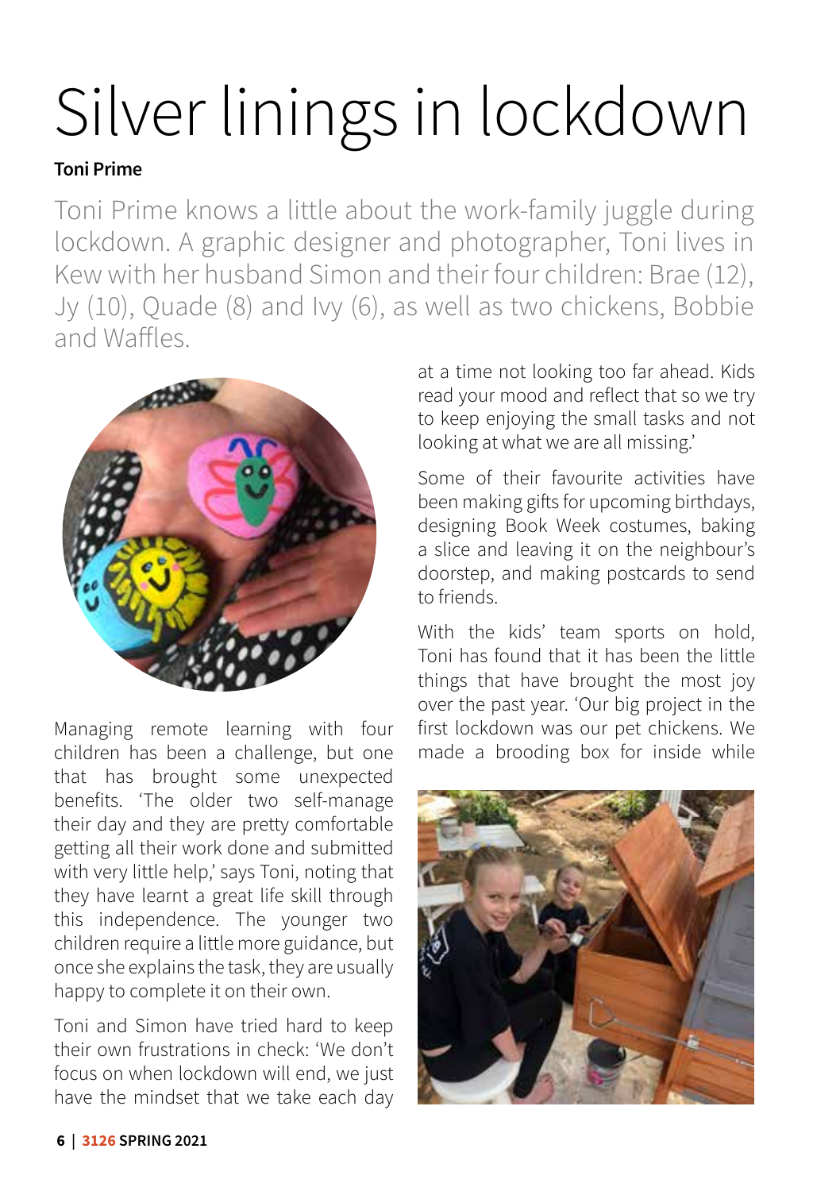# Silver linings in lockdown

**Toni Prime**

Toni Prime knows a little about the work-family juggle during lockdown. A graphic designer and photographer, Toni lives in Kew with her husband Simon and their four children: Brae (12), Jy (10), Quade (8) and Ivy (6), as well as two chickens, Bobbie and Waffles.

Managing remote learning with four children has been a challenge, but one that has brought some unexpected benefits. 'The older two self-manage their day and they are pretty comfortable getting all their work done and submitted with very little help,' says Toni, noting that they have learnt a great life skill through this independence. The younger two children require a little more guidance, but once she explains the task, they are usually happy to complete it on their own.

Toni and Simon have tried hard to keep their own frustrations in check: 'We don't focus on when lockdown will end, we just have the mindset that we take each day at a time not looking too far ahead. Kids read your mood and reflect that so we try to keep enjoying the small tasks and not looking at what we are all missing.'

Some of their favourite activities have been making gifts for upcoming birthdays, designing Book Week costumes, baking a slice and leaving it on the neighbour's doorstep, and making postcards to send to friends.

With the kids' team sports on hold, Toni has found that it has been the little things that have brought the most joy over the past year. 'Our big project in the first lockdown was our pet chickens. We made a brooding box for inside while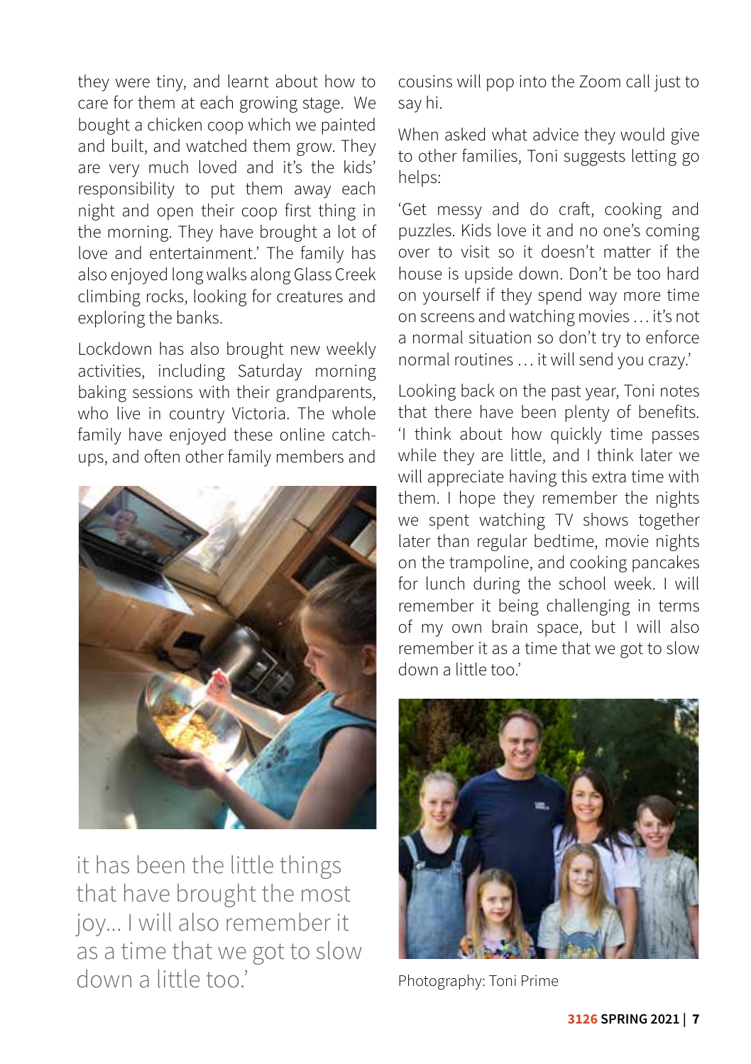they were tiny, and learnt about how to care for them at each growing stage. We bought a chicken coop which we painted and built, and watched them grow. They are very much loved and it's the kids' responsibility to put them away each night and open their coop first thing in the morning. They have brought a lot of love and entertainment.' The family has also enjoyed long walks along Glass Creek climbing rocks, looking for creatures and exploring the banks.

Lockdown has also brought new weekly activities, including Saturday morning baking sessions with their grandparents, who live in country Victoria. The whole family have enjoyed these online catch-ups, and often other family members and cousins will pop into the Zoom call just to say hi.

When asked what advice they would give to other families, Toni suggests letting go helps:

'Get messy and do craft, cooking and puzzles. Kids love it and no one's coming over to visit so it doesn't matter if the house is upside down. Don't be too hard on yourself if they spend way more time on screens and watching movies … it's not a normal situation so don't try to enforce normal routines … it will send you crazy.'

Looking back on the past year, Toni notes that there have been plenty of benefits. 'I think about how quickly time passes while they are little, and I think later we will appreciate having this extra time with them. I hope they remember the nights we spent watching TV shows together later than regular bedtime, movie nights on the trampoline, and cooking pancakes for lunch during the school week. I will remember it being challenging in terms of my own brain space, but I will also remember it as a time that we got to slow down a little too.'

it has been the little things that have brought the most joy… I will also remember it as a time that we got to slow down a little too.'

Photography: Toni Prime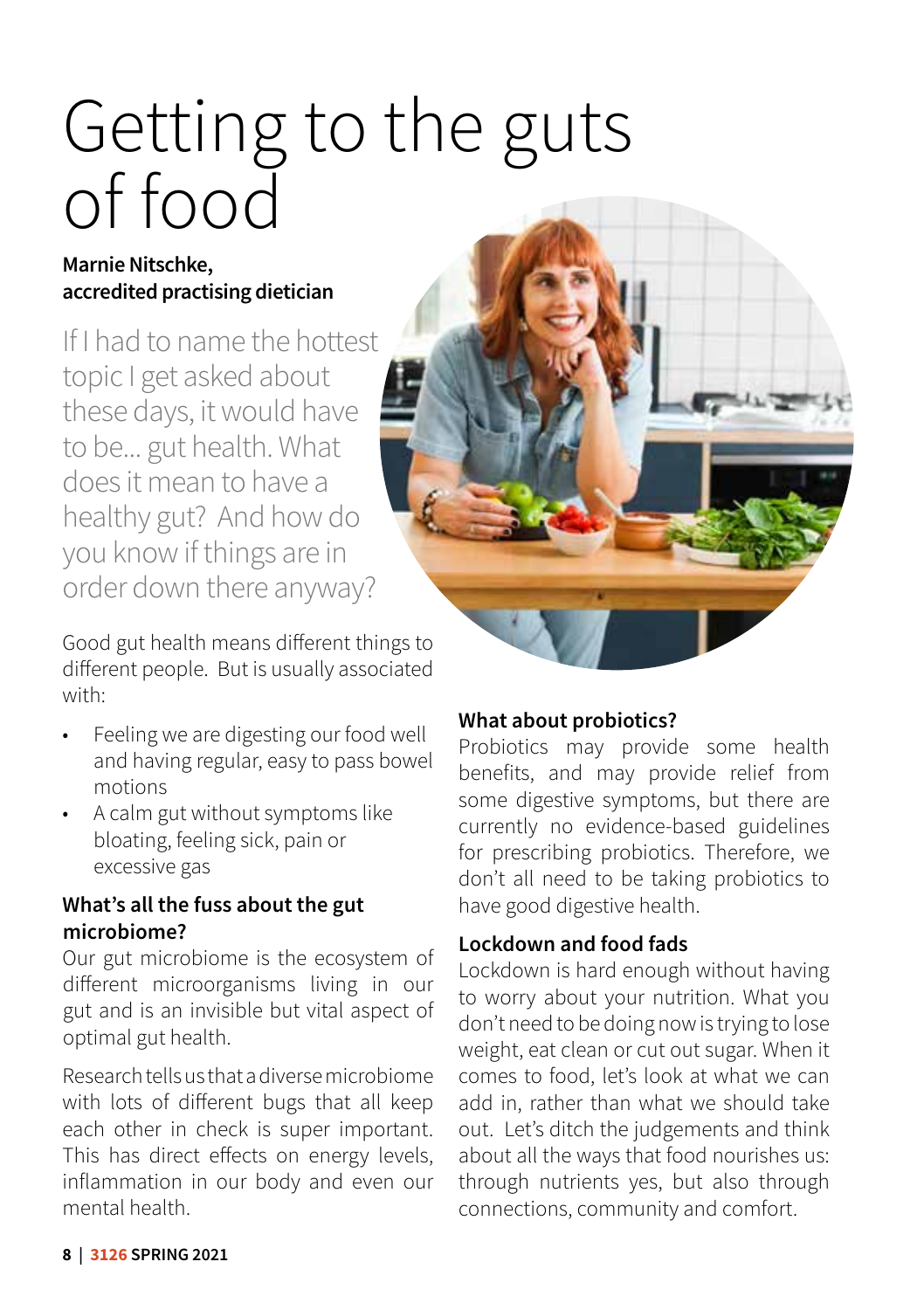# Getting to the guts of food

**Marnie Nitschke, accredited practising dietician**

If I had to name the hottest topic I get asked about these days, it would have to be... gut health. What does it mean to have a healthy gut? And how do you know if things are in order down there anyway?

Good gut health means different things to different people. But is usually associated with:

- Feeling we are digesting our food well and having regular, easy to pass bowel motions
- A calm gut without symptoms like bloating, feeling sick, pain or excessive gas

**What's all the fuss about the gut microbiome?**

Our gut microbiome is the ecosystem of different microorganisms living in our gut and is an invisible but vital aspect of optimal gut health.

Research tells us that a diverse microbiome with lots of different bugs that all keep each other in check is super important. This has direct effects on energy levels, inflammation in our body and even our mental health.

**What about probiotics?**

Probiotics may provide some health benefits, and may provide relief from some digestive symptoms, but there are currently no evidence-based guidelines for prescribing probiotics. Therefore, we don't all need to be taking probiotics to have good digestive health.

**Lockdown and food fads**

Lockdown is hard enough without having to worry about your nutrition. What you don't need to be doing now is trying to lose weight, eat clean or cut out sugar. When it comes to food, let's look at what we can add in, rather than what we should take out. Let's ditch the judgements and think about all the ways that food nourishes us: through nutrients yes, but also through connections, community and comfort.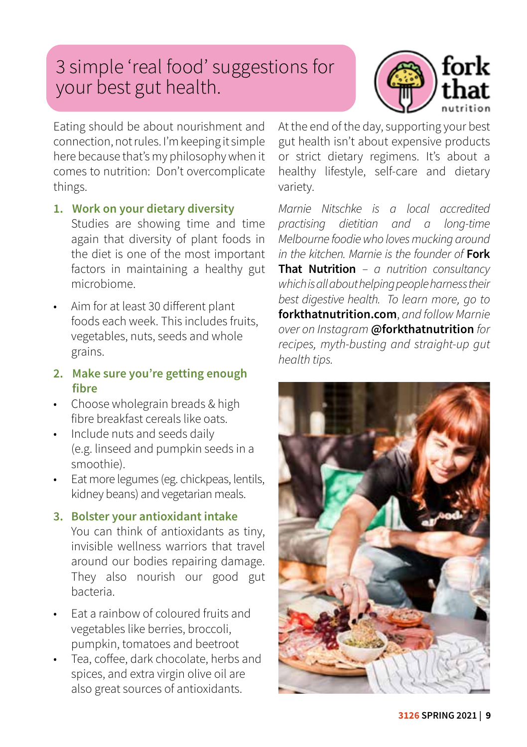# 3 simple 'real food' suggestions for your best gut health.

Eating should be about nourishment and connection, not rules. I'm keeping it simple here because that's my philosophy when it comes to nutrition: Don't overcomplicate things.

1. **Work on your dietary diversity**
   Studies are showing time and time again that diversity of plant foods in the diet is one of the most important factors in maintaining a healthy gut microbiome.

- Aim for at least 30 different plant foods each week. This includes fruits, vegetables, nuts, seeds and whole grains.

2. **Make sure you're getting enough fibre**

- Choose wholegrain breads & high fibre breakfast cereals like oats.
- Include nuts and seeds daily (e.g. linseed and pumpkin seeds in a smoothie).
- Eat more legumes (eg. chickpeas, lentils, kidney beans) and vegetarian meals.

3. **Bolster your antioxidant intake**
   You can think of antioxidants as tiny, invisible wellness warriors that travel around our bodies repairing damage. They also nourish our good gut bacteria.

- Eat a rainbow of coloured fruits and vegetables like berries, broccoli, pumpkin, tomatoes and beetroot
- Tea, coffee, dark chocolate, herbs and spices, and extra virgin olive oil are also great sources of antioxidants.

At the end of the day, supporting your best gut health isn't about expensive products or strict dietary regimens. It's about a healthy lifestyle, self-care and dietary variety.

*Marnie Nitschke is a local accredited practising dietitian and a long-time Melbourne foodie who loves mucking around in the kitchen. Marnie is the founder of* **Fork That Nutrition** *– a nutrition consultancy which is all about helping people harness their best digestive health. To learn more, go to* **forkthatnutrition.com***, and follow Marnie over on Instagram* **@forkthatnutrition** *for recipes, myth-busting and straight-up gut health tips.*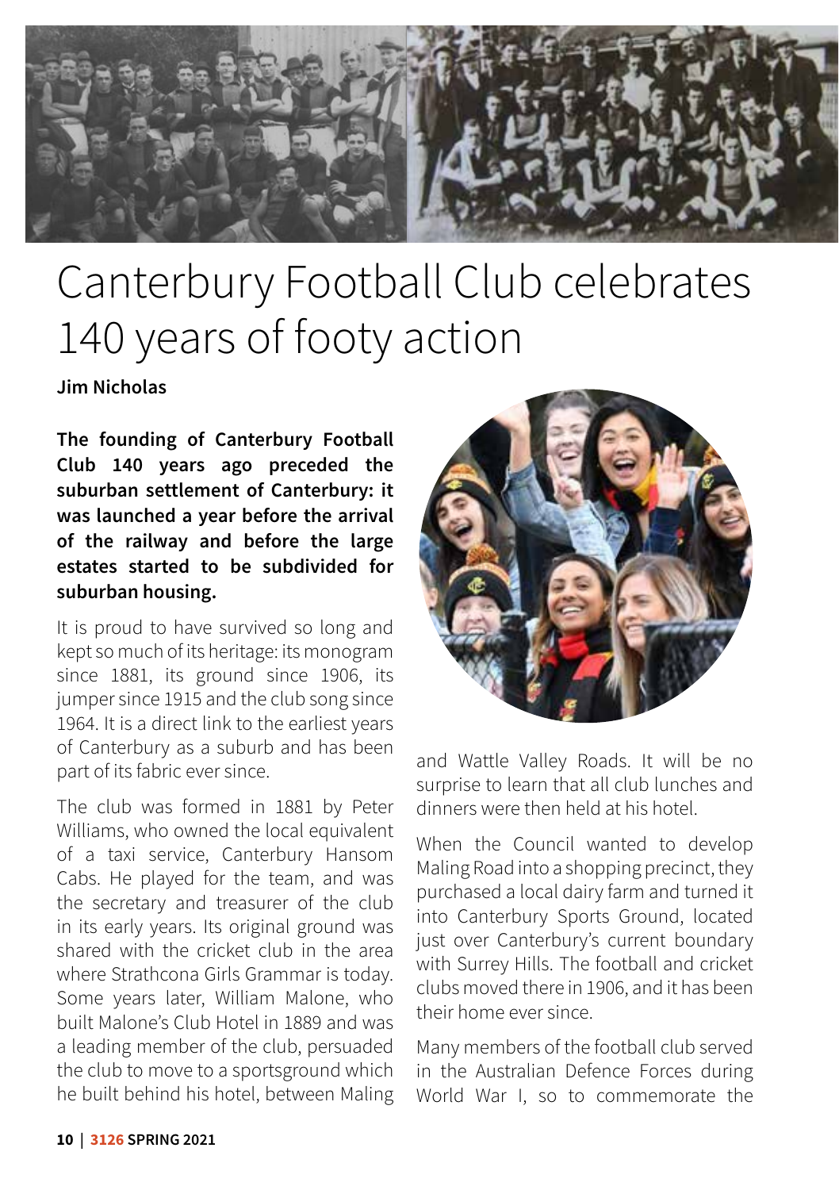# Canterbury Football Club celebrates 140 years of footy action

**Jim Nicholas**

**The founding of Canterbury Football Club 140 years ago preceded the suburban settlement of Canterbury: it was launched a year before the arrival of the railway and before the large estates started to be subdivided for suburban housing.**

It is proud to have survived so long and kept so much of its heritage: its monogram since 1881, its ground since 1906, its jumper since 1915 and the club song since 1964. It is a direct link to the earliest years of Canterbury as a suburb and has been part of its fabric ever since.

The club was formed in 1881 by Peter Williams, who owned the local equivalent of a taxi service, Canterbury Hansom Cabs. He played for the team, and was the secretary and treasurer of the club in its early years. Its original ground was shared with the cricket club in the area where Strathcona Girls Grammar is today. Some years later, William Malone, who built Malone's Club Hotel in 1889 and was a leading member of the club, persuaded the club to move to a sportsground which he built behind his hotel, between Maling and Wattle Valley Roads. It will be no surprise to learn that all club lunches and dinners were then held at his hotel.

When the Council wanted to develop Maling Road into a shopping precinct, they purchased a local dairy farm and turned it into Canterbury Sports Ground, located just over Canterbury's current boundary with Surrey Hills. The football and cricket clubs moved there in 1906, and it has been their home ever since.

Many members of the football club served in the Australian Defence Forces during World War I, so to commemorate the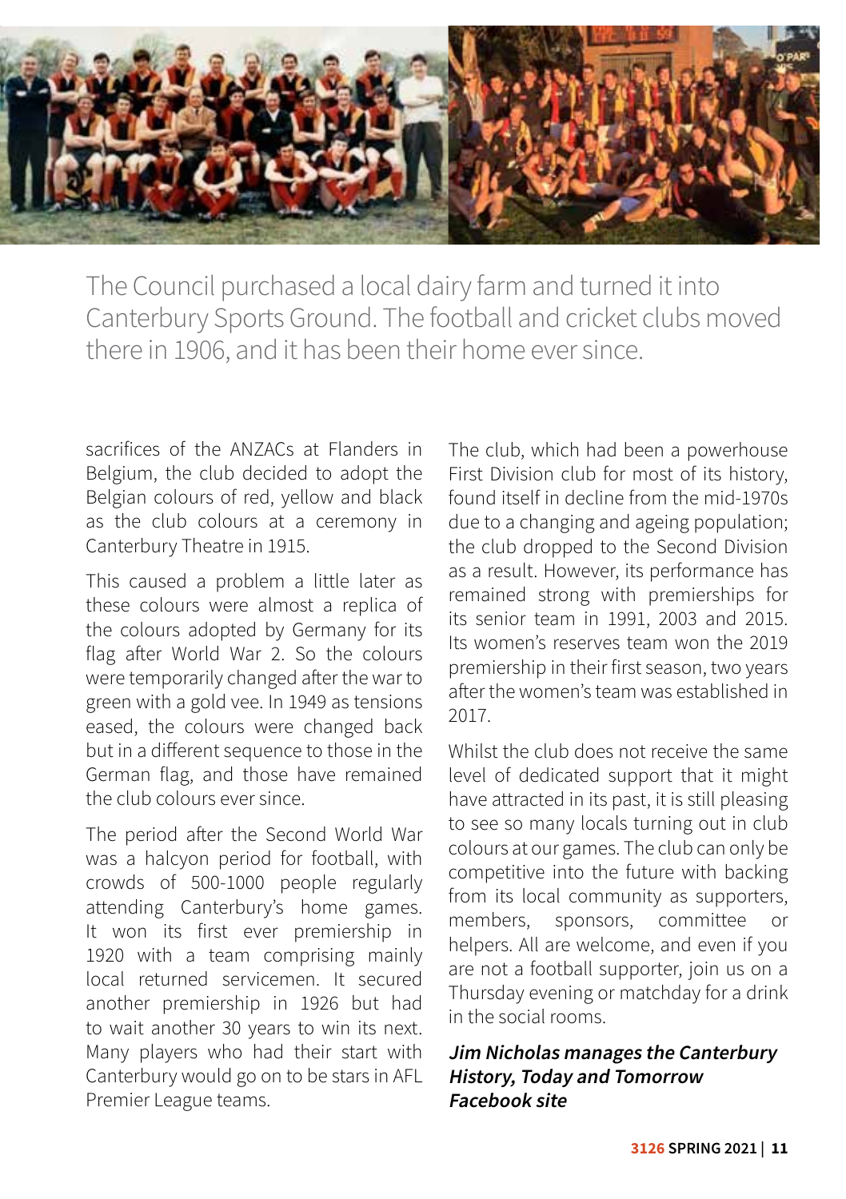The Council purchased a local dairy farm and turned it into Canterbury Sports Ground. The football and cricket clubs moved there in 1906, and it has been their home ever since.

sacrifices of the ANZACs at Flanders in Belgium, the club decided to adopt the Belgian colours of red, yellow and black as the club colours at a ceremony in Canterbury Theatre in 1915.

This caused a problem a little later as these colours were almost a replica of the colours adopted by Germany for its flag after World War 2. So the colours were temporarily changed after the war to green with a gold vee. In 1949 as tensions eased, the colours were changed back but in a different sequence to those in the German flag, and those have remained the club colours ever since.

The period after the Second World War was a halcyon period for football, with crowds of 500-1000 people regularly attending Canterbury's home games. It won its first ever premiership in 1920 with a team comprising mainly local returned servicemen. It secured another premiership in 1926 but had to wait another 30 years to win its next. Many players who had their start with Canterbury would go on to be stars in AFL Premier League teams.

The club, which had been a powerhouse First Division club for most of its history, found itself in decline from the mid-1970s due to a changing and ageing population; the club dropped to the Second Division as a result. However, its performance has remained strong with premierships for its senior team in 1991, 2003 and 2015. Its women's reserves team won the 2019 premiership in their first season, two years after the women's team was established in 2017.

Whilst the club does not receive the same level of dedicated support that it might have attracted in its past, it is still pleasing to see so many locals turning out in club colours at our games. The club can only be competitive into the future with backing from its local community as supporters, members, sponsors, committee or helpers. All are welcome, and even if you are not a football supporter, join us on a Thursday evening or matchday for a drink in the social rooms.

***Jim Nicholas manages the Canterbury History, Today and Tomorrow Facebook site***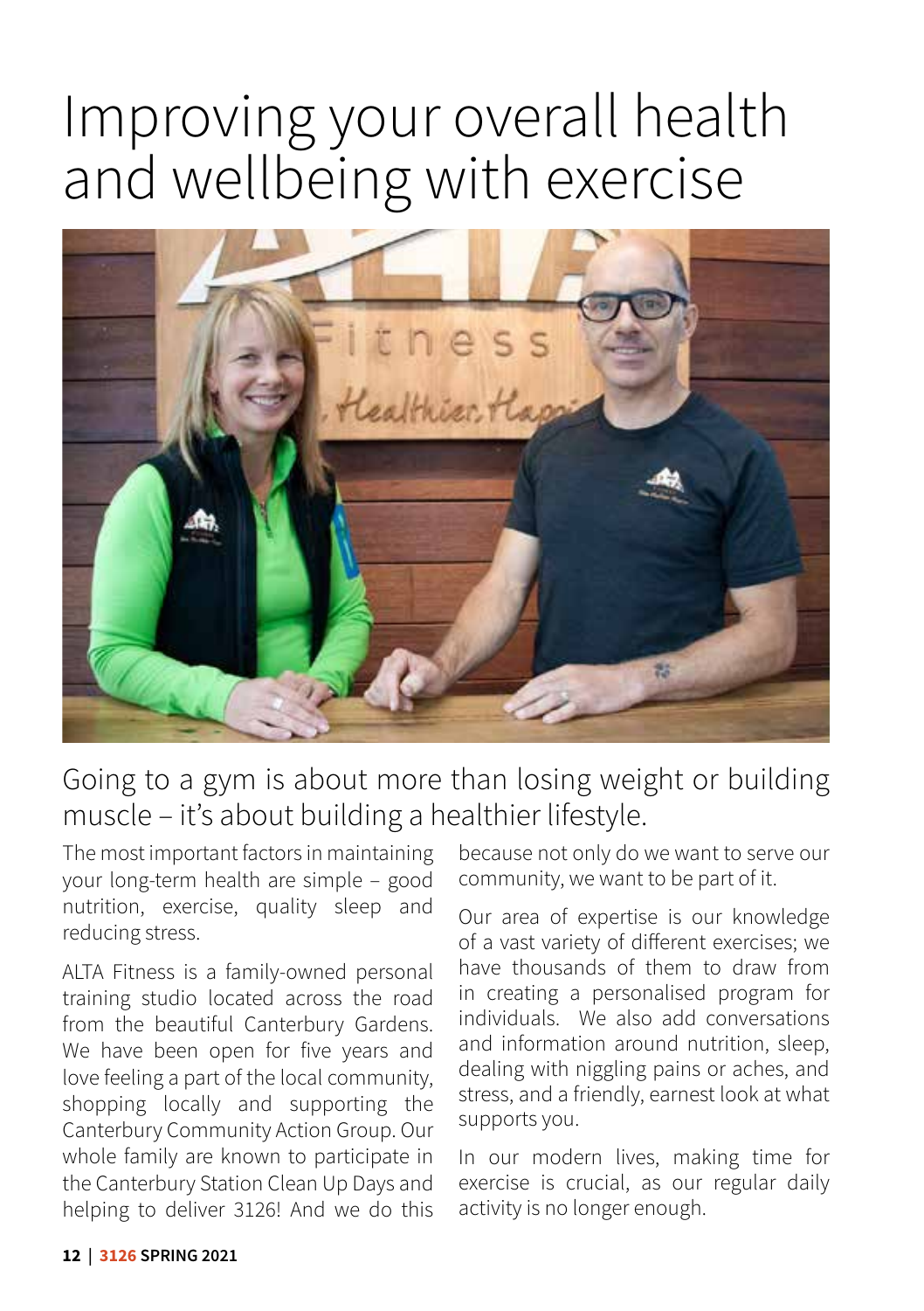# Improving your overall health and wellbeing with exercise

## Going to a gym is about more than losing weight or building muscle – it's about building a healthier lifestyle.

The most important factors in maintaining your long-term health are simple – good nutrition, exercise, quality sleep and reducing stress.

ALTA Fitness is a family-owned personal training studio located across the road from the beautiful Canterbury Gardens. We have been open for five years and love feeling a part of the local community, shopping locally and supporting the Canterbury Community Action Group. Our whole family are known to participate in the Canterbury Station Clean Up Days and helping to deliver 3126! And we do this because not only do we want to serve our community, we want to be part of it.

Our area of expertise is our knowledge of a vast variety of different exercises; we have thousands of them to draw from in creating a personalised program for individuals. We also add conversations and information around nutrition, sleep, dealing with niggling pains or aches, and stress, and a friendly, earnest look at what supports you.

In our modern lives, making time for exercise is crucial, as our regular daily activity is no longer enough.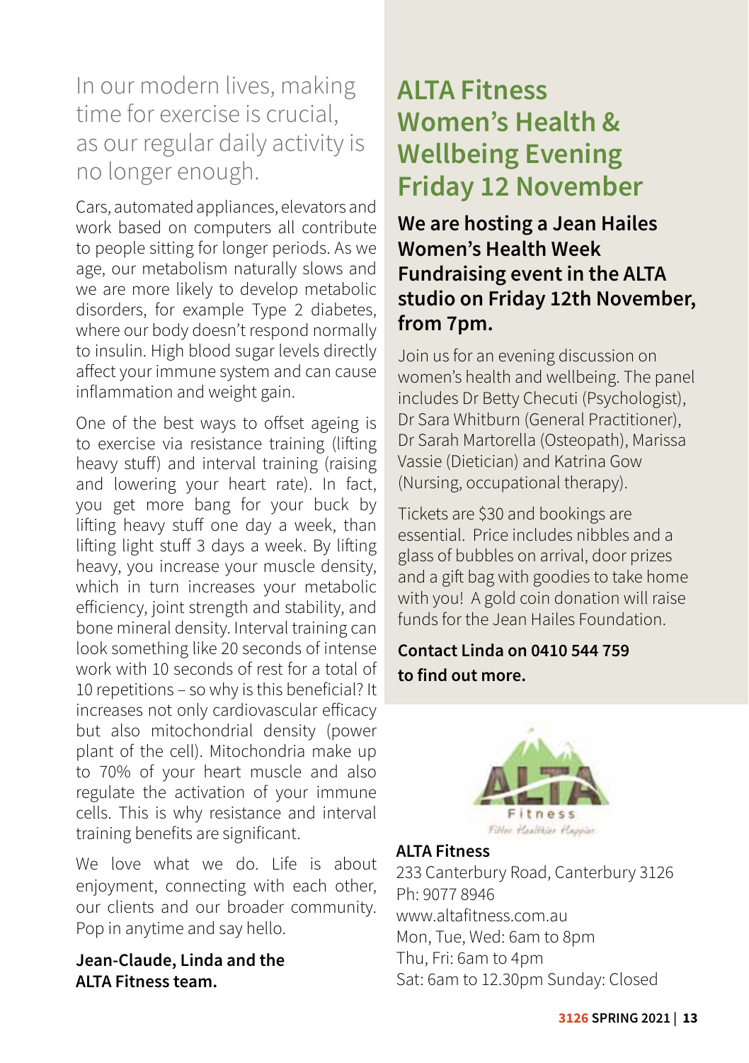In our modern lives, making time for exercise is crucial, as our regular daily activity is no longer enough.

Cars, automated appliances, elevators and work based on computers all contribute to people sitting for longer periods. As we age, our metabolism naturally slows and we are more likely to develop metabolic disorders, for example Type 2 diabetes, where our body doesn't respond normally to insulin. High blood sugar levels directly affect your immune system and can cause inflammation and weight gain.

One of the best ways to offset ageing is to exercise via resistance training (lifting heavy stuff) and interval training (raising and lowering your heart rate). In fact, you get more bang for your buck by lifting heavy stuff one day a week, than lifting light stuff 3 days a week. By lifting heavy, you increase your muscle density, which in turn increases your metabolic efficiency, joint strength and stability, and bone mineral density. Interval training can look something like 20 seconds of intense work with 10 seconds of rest for a total of 10 repetitions – so why is this beneficial? It increases not only cardiovascular efficacy but also mitochondrial density (power plant of the cell). Mitochondria make up to 70% of your heart muscle and also regulate the activation of your immune cells. This is why resistance and interval training benefits are significant.

We love what we do. Life is about enjoyment, connecting with each other, our clients and our broader community. Pop in anytime and say hello.

**Jean-Claude, Linda and the ALTA Fitness team.**

# ALTA Fitness Women's Health & Wellbeing Evening Friday 12 November

**We are hosting a Jean Hailes Women's Health Week Fundraising event in the ALTA studio on Friday 12th November, from 7pm.**

Join us for an evening discussion on women's health and wellbeing. The panel includes Dr Betty Checuti (Psychologist), Dr Sara Whitburn (General Practitioner), Dr Sarah Martorella (Osteopath), Marissa Vassie (Dietician) and Katrina Gow (Nursing, occupational therapy).

Tickets are $30 and bookings are essential. Price includes nibbles and a glass of bubbles on arrival, door prizes and a gift bag with goodies to take home with you! A gold coin donation will raise funds for the Jean Hailes Foundation.

**Contact Linda on 0410 544 759 to find out more.**

**ALTA Fitness**
233 Canterbury Road, Canterbury 3126
Ph: 9077 8946
www.altafitness.com.au
Mon, Tue, Wed: 6am to 8pm
Thu, Fri: 6am to 4pm
Sat: 6am to 12.30pm Sunday: Closed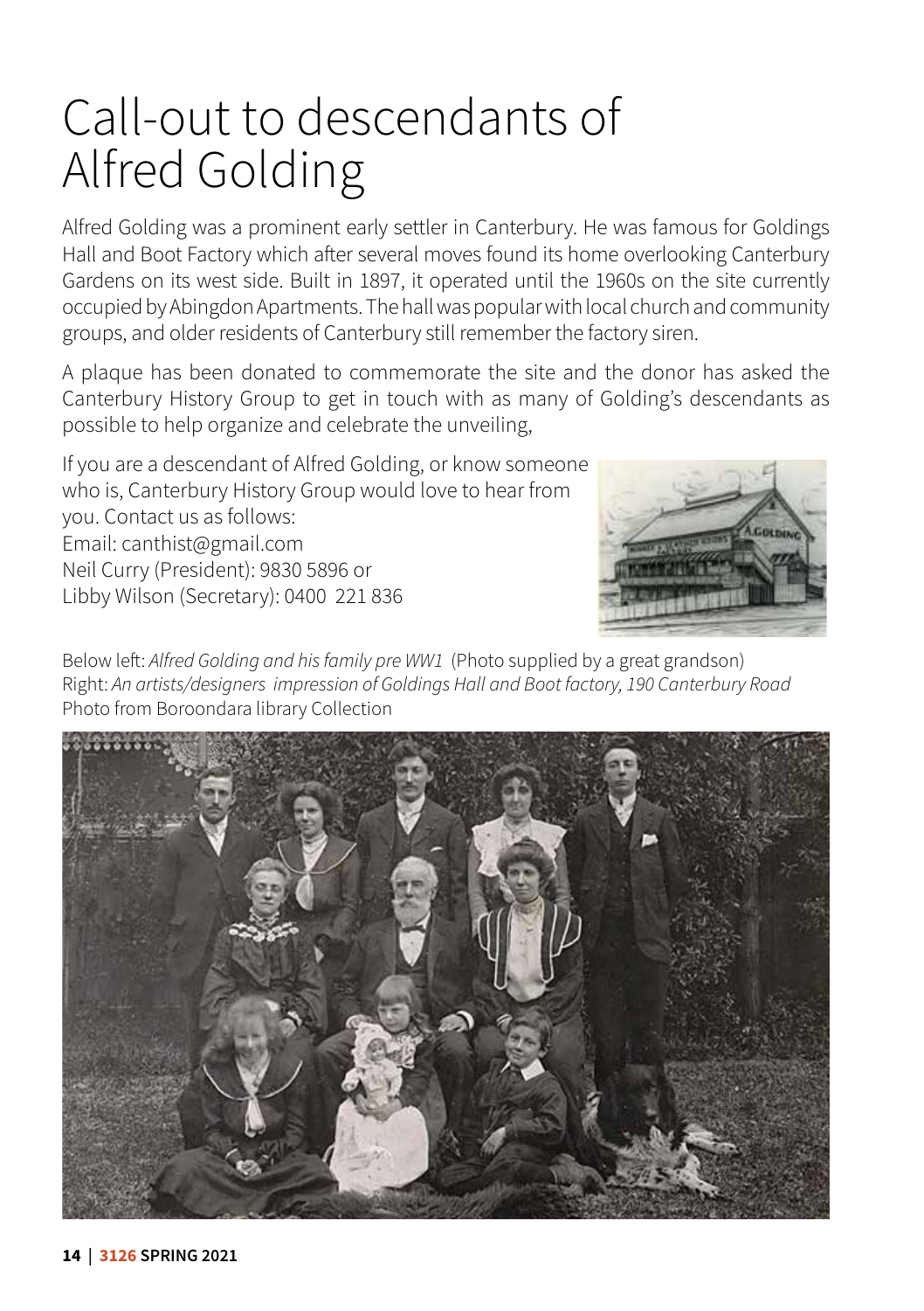# Call-out to descendants of Alfred Golding

Alfred Golding was a prominent early settler in Canterbury. He was famous for Goldings Hall and Boot Factory which after several moves found its home overlooking Canterbury Gardens on its west side. Built in 1897, it operated until the 1960s on the site currently occupied by Abingdon Apartments. The hall was popular with local church and community groups, and older residents of Canterbury still remember the factory siren.

A plaque has been donated to commemorate the site and the donor has asked the Canterbury History Group to get in touch with as many of Golding's descendants as possible to help organize and celebrate the unveiling,

If you are a descendant of Alfred Golding, or know someone who is, Canterbury History Group would love to hear from you. Contact us as follows:
Email: canthist@gmail.com
Neil Curry (President): 9830 5896 or
Libby Wilson (Secretary): 0400 221 836

Below left: *Alfred Golding and his family pre WW1* (Photo supplied by a great grandson)
Right: *An artists/designers impression of Goldings Hall and Boot factory, 190 Canterbury Road*
Photo from Boroondara library Collection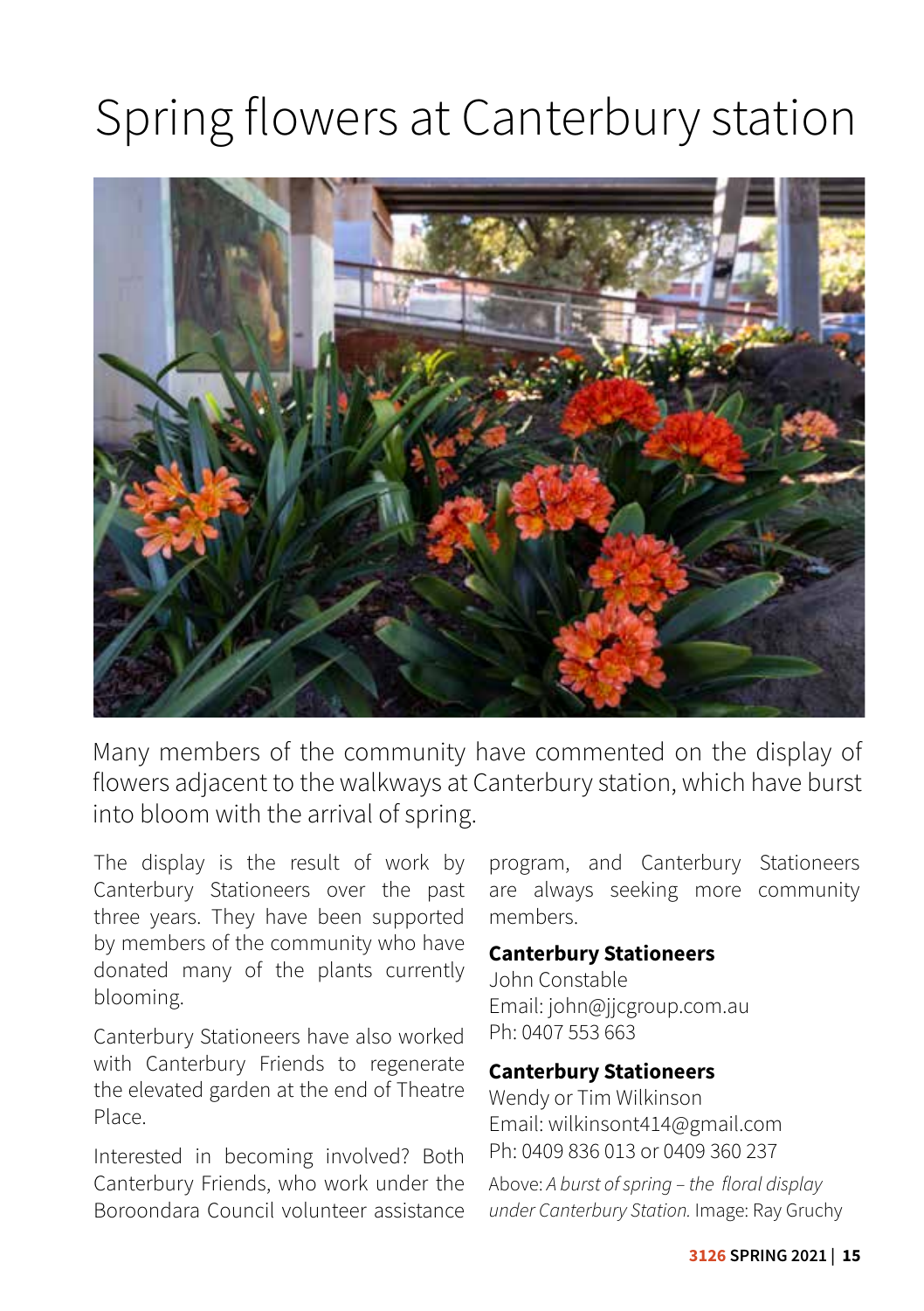# Spring flowers at Canterbury station

Many members of the community have commented on the display of flowers adjacent to the walkways at Canterbury station, which have burst into bloom with the arrival of spring.

The display is the result of work by Canterbury Stationeers over the past three years. They have been supported by members of the community who have donated many of the plants currently blooming.

Canterbury Stationeers have also worked with Canterbury Friends to regenerate the elevated garden at the end of Theatre Place.

Interested in becoming involved? Both Canterbury Friends, who work under the Boroondara Council volunteer assistance program, and Canterbury Stationeers are always seeking more community members.

**Canterbury Stationeers**
John Constable
Email: john@jjcgroup.com.au
Ph: 0407 553 663

**Canterbury Stationeers**
Wendy or Tim Wilkinson
Email: wilkinsont414@gmail.com
Ph: 0409 836 013 or 0409 360 237

Above: *A burst of spring – the floral display under Canterbury Station.* Image: Ray Gruchy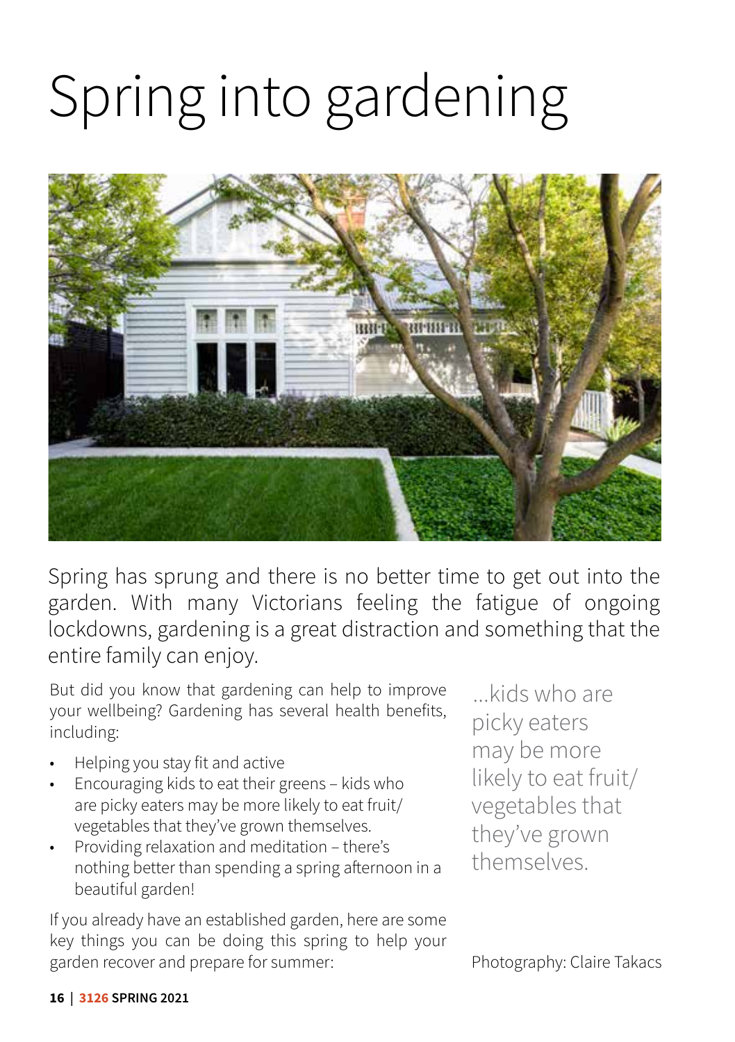# Spring into gardening

Spring has sprung and there is no better time to get out into the garden. With many Victorians feeling the fatigue of ongoing lockdowns, gardening is a great distraction and something that the entire family can enjoy.

But did you know that gardening can help to improve your wellbeing? Gardening has several health benefits, including:

- Helping you stay fit and active
- Encouraging kids to eat their greens – kids who are picky eaters may be more likely to eat fruit/ vegetables that they've grown themselves.
- Providing relaxation and meditation – there's nothing better than spending a spring afternoon in a beautiful garden!

If you already have an established garden, here are some key things you can be doing this spring to help your garden recover and prepare for summer:

...kids who are picky eaters may be more likely to eat fruit/ vegetables that they've grown themselves.

Photography: Claire Takacs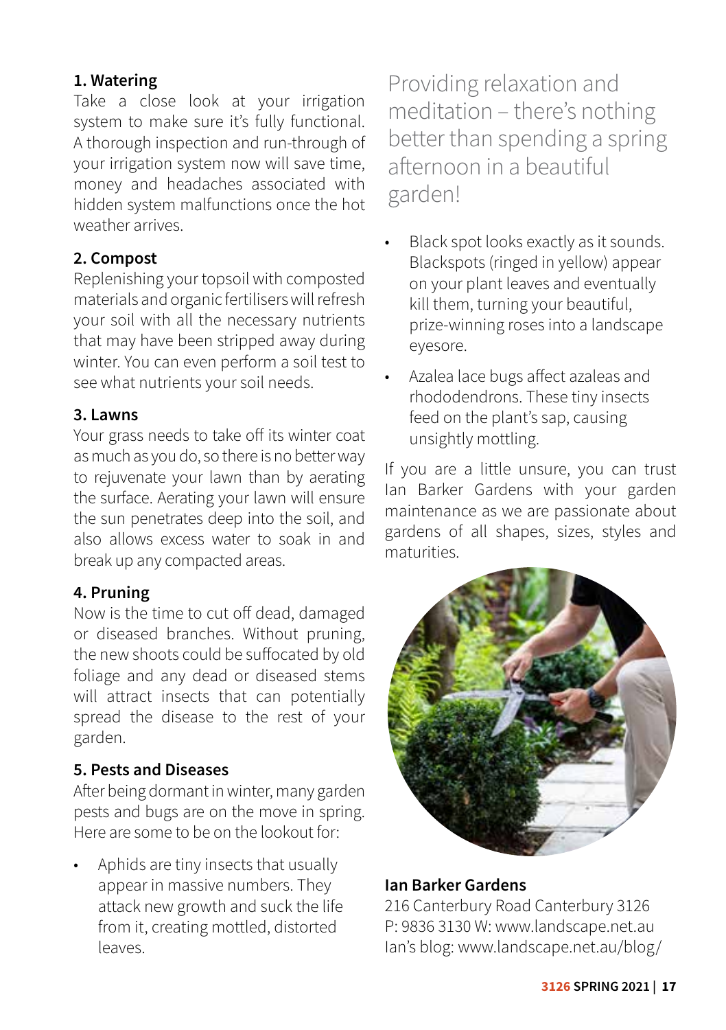### 1. Watering

Take a close look at your irrigation system to make sure it's fully functional. A thorough inspection and run-through of your irrigation system now will save time, money and headaches associated with hidden system malfunctions once the hot weather arrives.

### 2. Compost

Replenishing your topsoil with composted materials and organic fertilisers will refresh your soil with all the necessary nutrients that may have been stripped away during winter. You can even perform a soil test to see what nutrients your soil needs.

### 3. Lawns

Your grass needs to take off its winter coat as much as you do, so there is no better way to rejuvenate your lawn than by aerating the surface. Aerating your lawn will ensure the sun penetrates deep into the soil, and also allows excess water to soak in and break up any compacted areas.

### 4. Pruning

Now is the time to cut off dead, damaged or diseased branches. Without pruning, the new shoots could be suffocated by old foliage and any dead or diseased stems will attract insects that can potentially spread the disease to the rest of your garden.

### 5. Pests and Diseases

After being dormant in winter, many garden pests and bugs are on the move in spring. Here are some to be on the lookout for:

- Aphids are tiny insects that usually appear in massive numbers. They attack new growth and suck the life from it, creating mottled, distorted leaves.
- Black spot looks exactly as it sounds. Blackspots (ringed in yellow) appear on your plant leaves and eventually kill them, turning your beautiful, prize-winning roses into a landscape eyesore.
- Azalea lace bugs affect azaleas and rhododendrons. These tiny insects feed on the plant's sap, causing unsightly mottling.

Providing relaxation and meditation – there's nothing better than spending a spring afternoon in a beautiful garden!

If you are a little unsure, you can trust Ian Barker Gardens with your garden maintenance as we are passionate about gardens of all shapes, sizes, styles and maturities.

**Ian Barker Gardens**
216 Canterbury Road Canterbury 3126
P: 9836 3130 W: www.landscape.net.au
Ian's blog: www.landscape.net.au/blog/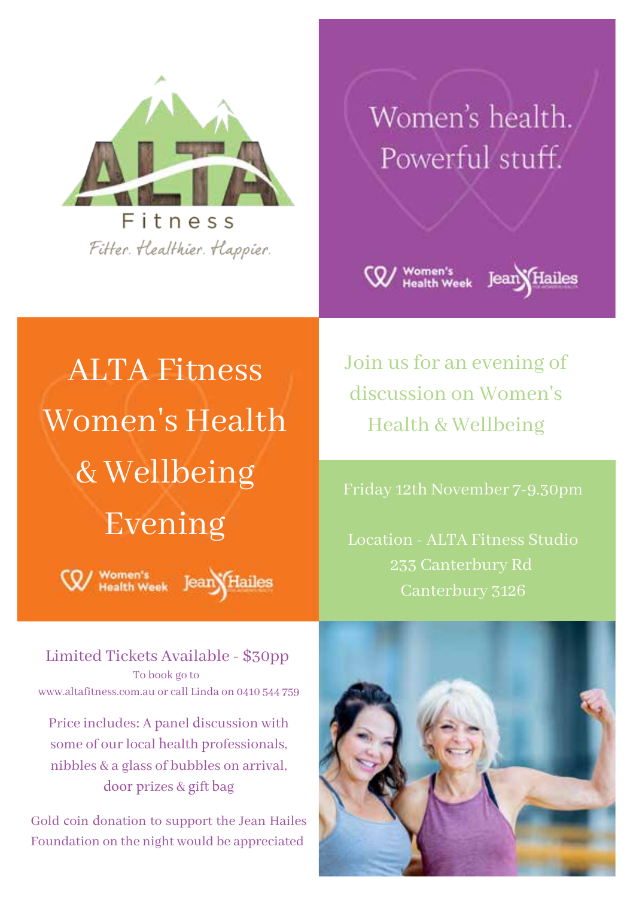ALTA

Fitness

*Fitter. Healthier. Happier.*

Women's health. Powerful stuff.

Women's Health Week Jean Hailes

# ALTA Fitness Women's Health & Wellbeing Evening

Women's Health Week Jean Hailes

Join us for an evening of discussion on Women's Health & Wellbeing

Friday 12th November 7-9.30pm

Location - ALTA Fitness Studio
233 Canterbury Rd
Canterbury 3126

Limited Tickets Available - $30pp

To book go to www.altafitness.com.au or call Linda on 0410 544 759

Price includes: A panel discussion with some of our local health professionals, nibbles & a glass of bubbles on arrival, door prizes & gift bag

Gold coin donation to support the Jean Hailes Foundation on the night would be appreciated